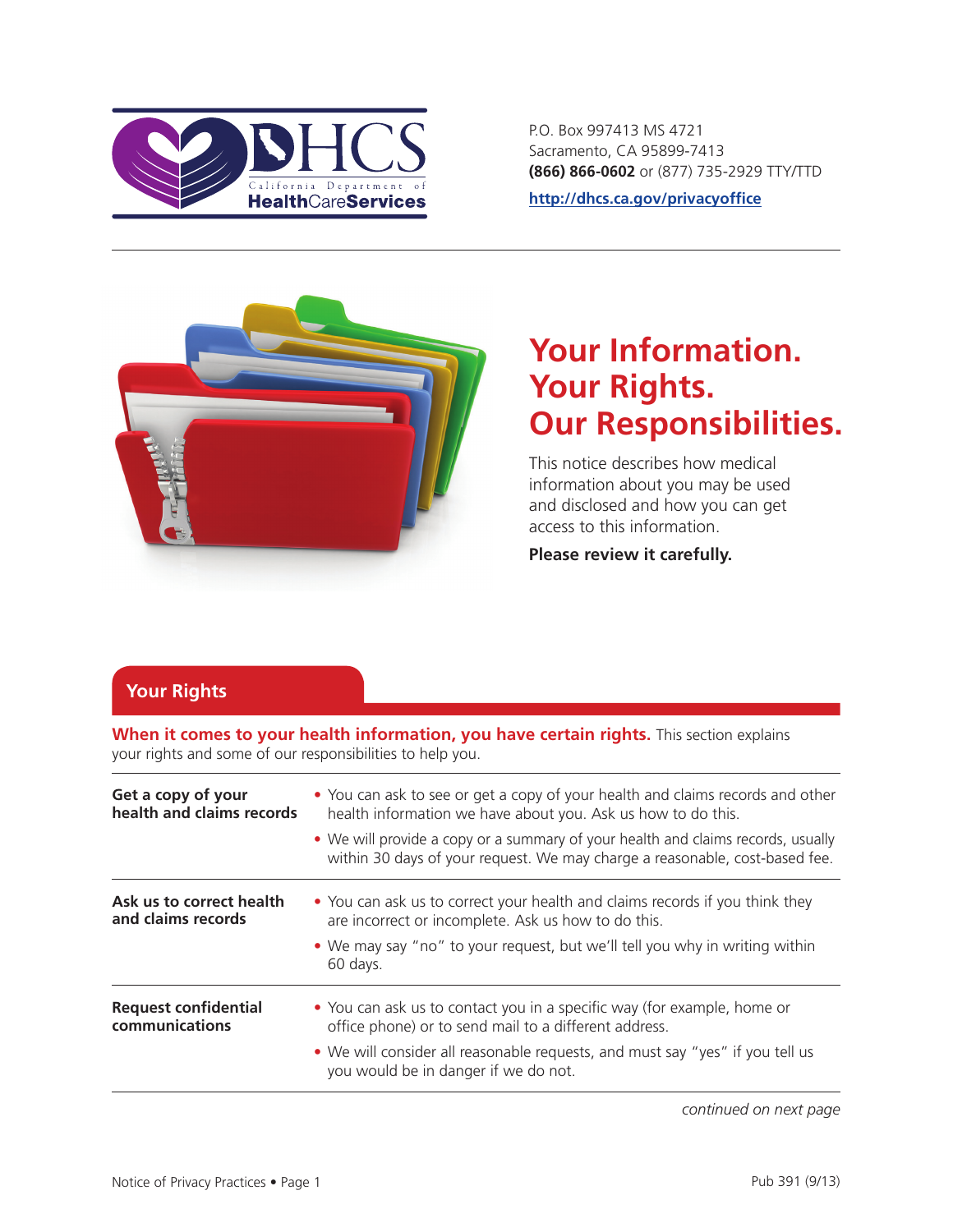P.O. Box 997413 MS 4721
Sacramento, CA 95899-7413
**(866) 866-0602** or (877) 735-2929 TTY/TTD

http://dhcs.ca.gov/privacyoffice

# Your Information. Your Rights. Our Responsibilities.

This notice describes how medical information about you may be used and disclosed and how you can get access to this information.

**Please review it carefully.**

## Your Rights

**When it comes to your health information, you have certain rights.** This section explains your rights and some of our responsibilities to help you.

| | |
|---|---|
| **Get a copy of your health and claims records** | • You can ask to see or get a copy of your health and claims records and other health information we have about you. Ask us how to do this.<br>• We will provide a copy or a summary of your health and claims records, usually within 30 days of your request. We may charge a reasonable, cost-based fee. |
| **Ask us to correct health and claims records** | • You can ask us to correct your health and claims records if you think they are incorrect or incomplete. Ask us how to do this.<br>• We may say "no" to your request, but we'll tell you why in writing within 60 days. |
| **Request confidential communications** | • You can ask us to contact you in a specific way (for example, home or office phone) or to send mail to a different address.<br>• We will consider all reasonable requests, and must say "yes" if you tell us you would be in danger if we do not. |

*continued on next page*

Pub 391 (9/13)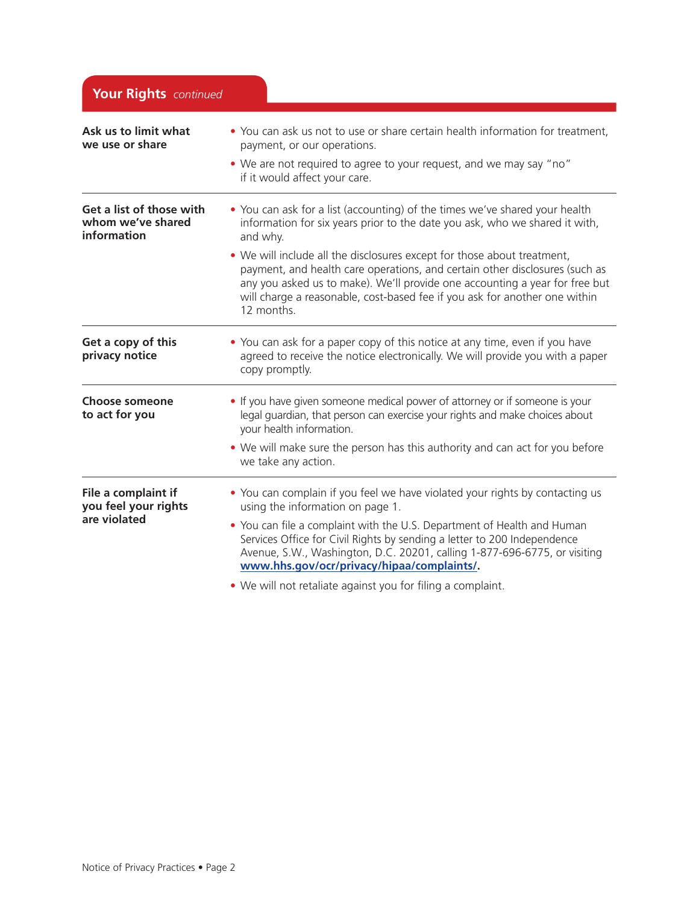## Your Rights *continued*

**Ask us to limit what we use or share**

- You can ask us not to use or share certain health information for treatment, payment, or our operations.
- We are not required to agree to your request, and we may say "no" if it would affect your care.

**Get a list of those with whom we've shared information**

- You can ask for a list (accounting) of the times we've shared your health information for six years prior to the date you ask, who we shared it with, and why.
- We will include all the disclosures except for those about treatment, payment, and health care operations, and certain other disclosures (such as any you asked us to make). We'll provide one accounting a year for free but will charge a reasonable, cost-based fee if you ask for another one within 12 months.

**Get a copy of this privacy notice**

- You can ask for a paper copy of this notice at any time, even if you have agreed to receive the notice electronically. We will provide you with a paper copy promptly.

**Choose someone to act for you**

- If you have given someone medical power of attorney or if someone is your legal guardian, that person can exercise your rights and make choices about your health information.
- We will make sure the person has this authority and can act for you before we take any action.

**File a complaint if you feel your rights are violated**

- You can complain if you feel we have violated your rights by contacting us using the information on page 1.
- You can file a complaint with the U.S. Department of Health and Human Services Office for Civil Rights by sending a letter to 200 Independence Avenue, S.W., Washington, D.C. 20201, calling 1-877-696-6775, or visiting **www.hhs.gov/ocr/privacy/hipaa/complaints/**.
- We will not retaliate against you for filing a complaint.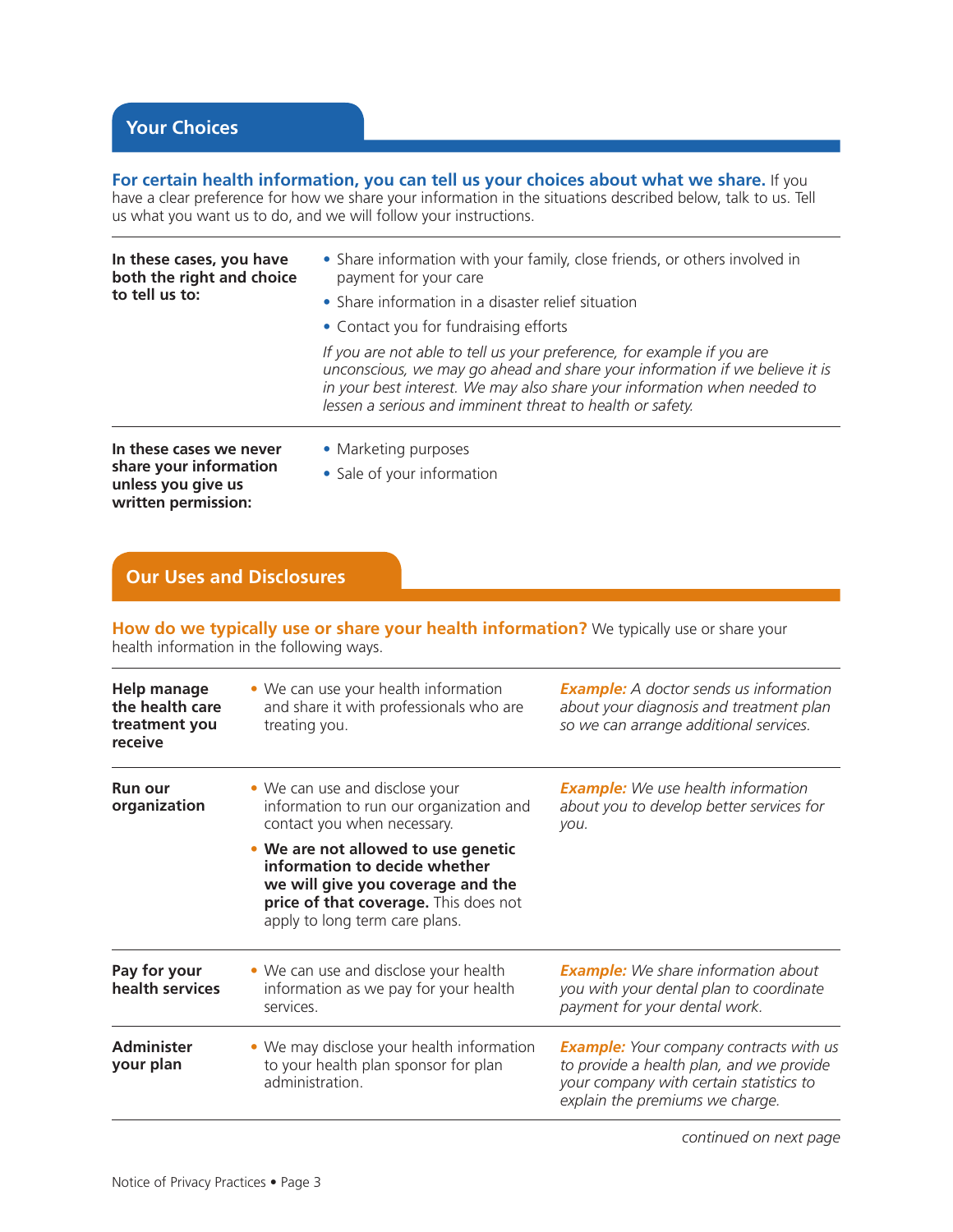## Your Choices

**For certain health information, you can tell us your choices about what we share.** If you have a clear preference for how we share your information in the situations described below, talk to us. Tell us what you want us to do, and we will follow your instructions.

| | |
|---|---|
| **In these cases, you have both the right and choice to tell us to:** | • Share information with your family, close friends, or others involved in payment for your care<br>• Share information in a disaster relief situation<br>• Contact you for fundraising efforts<br>*If you are not able to tell us your preference, for example if you are unconscious, we may go ahead and share your information if we believe it is in your best interest. We may also share your information when needed to lessen a serious and imminent threat to health or safety.* |
| **In these cases we never share your information unless you give us written permission:** | • Marketing purposes<br>• Sale of your information |

## Our Uses and Disclosures

**How do we typically use or share your health information?** We typically use or share your health information in the following ways.

| | | |
|---|---|---|
| **Help manage the health care treatment you receive** | • We can use your health information and share it with professionals who are treating you. | ***Example:*** *A doctor sends us information about your diagnosis and treatment plan so we can arrange additional services.* |
| **Run our organization** | • We can use and disclose your information to run our organization and contact you when necessary.<br>• **We are not allowed to use genetic information to decide whether we will give you coverage and the price of that coverage.** This does not apply to long term care plans. | ***Example:*** *We use health information about you to develop better services for you.* |
| **Pay for your health services** | • We can use and disclose your health information as we pay for your health services. | ***Example:*** *We share information about you with your dental plan to coordinate payment for your dental work.* |
| **Administer your plan** | • We may disclose your health information to your health plan sponsor for plan administration. | ***Example:*** *Your company contracts with us to provide a health plan, and we provide your company with certain statistics to explain the premiums we charge.* |

*continued on next page*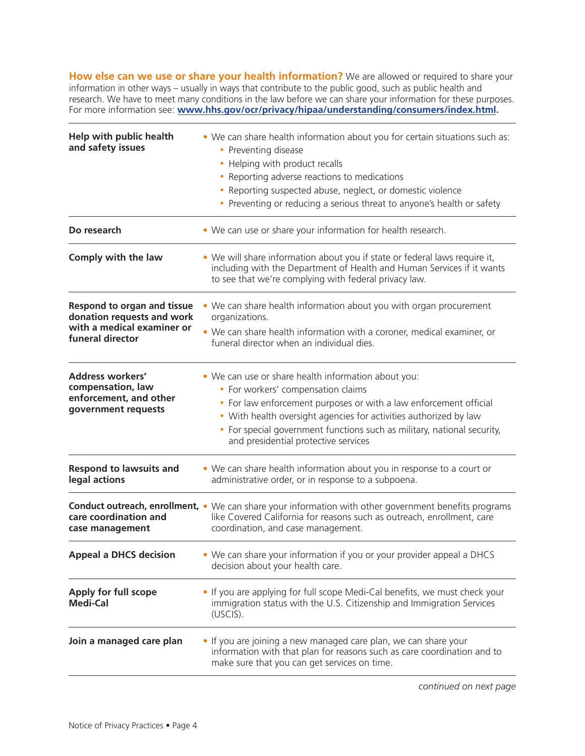**How else can we use or share your health information?** We are allowed or required to share your information in other ways – usually in ways that contribute to the public good, such as public health and research. We have to meet many conditions in the law before we can share your information for these purposes. For more information see: **www.hhs.gov/ocr/privacy/hipaa/understanding/consumers/index.html.**

| | |
|---|---|
| **Help with public health and safety issues** | • We can share health information about you for certain situations such as:<br>  • Preventing disease<br>  • Helping with product recalls<br>  • Reporting adverse reactions to medications<br>  • Reporting suspected abuse, neglect, or domestic violence<br>  • Preventing or reducing a serious threat to anyone's health or safety |
| **Do research** | • We can use or share your information for health research. |
| **Comply with the law** | • We will share information about you if state or federal laws require it, including with the Department of Health and Human Services if it wants to see that we're complying with federal privacy law. |
| **Respond to organ and tissue donation requests and work with a medical examiner or funeral director** | • We can share health information about you with organ procurement organizations.<br>• We can share health information with a coroner, medical examiner, or funeral director when an individual dies. |
| **Address workers' compensation, law enforcement, and other government requests** | • We can use or share health information about you:<br>  • For workers' compensation claims<br>  • For law enforcement purposes or with a law enforcement official<br>  • With health oversight agencies for activities authorized by law<br>  • For special government functions such as military, national security, and presidential protective services |
| **Respond to lawsuits and legal actions** | • We can share health information about you in response to a court or administrative order, or in response to a subpoena. |
| **Conduct outreach, enrollment, care coordination and case management** | • We can share your information with other government benefits programs like Covered California for reasons such as outreach, enrollment, care coordination, and case management. |
| **Appeal a DHCS decision** | • We can share your information if you or your provider appeal a DHCS decision about your health care. |
| **Apply for full scope Medi-Cal** | • If you are applying for full scope Medi-Cal benefits, we must check your immigration status with the U.S. Citizenship and Immigration Services (USCIS). |
| **Join a managed care plan** | • If you are joining a new managed care plan, we can share your information with that plan for reasons such as care coordination and to make sure that you can get services on time. |

*continued on next page*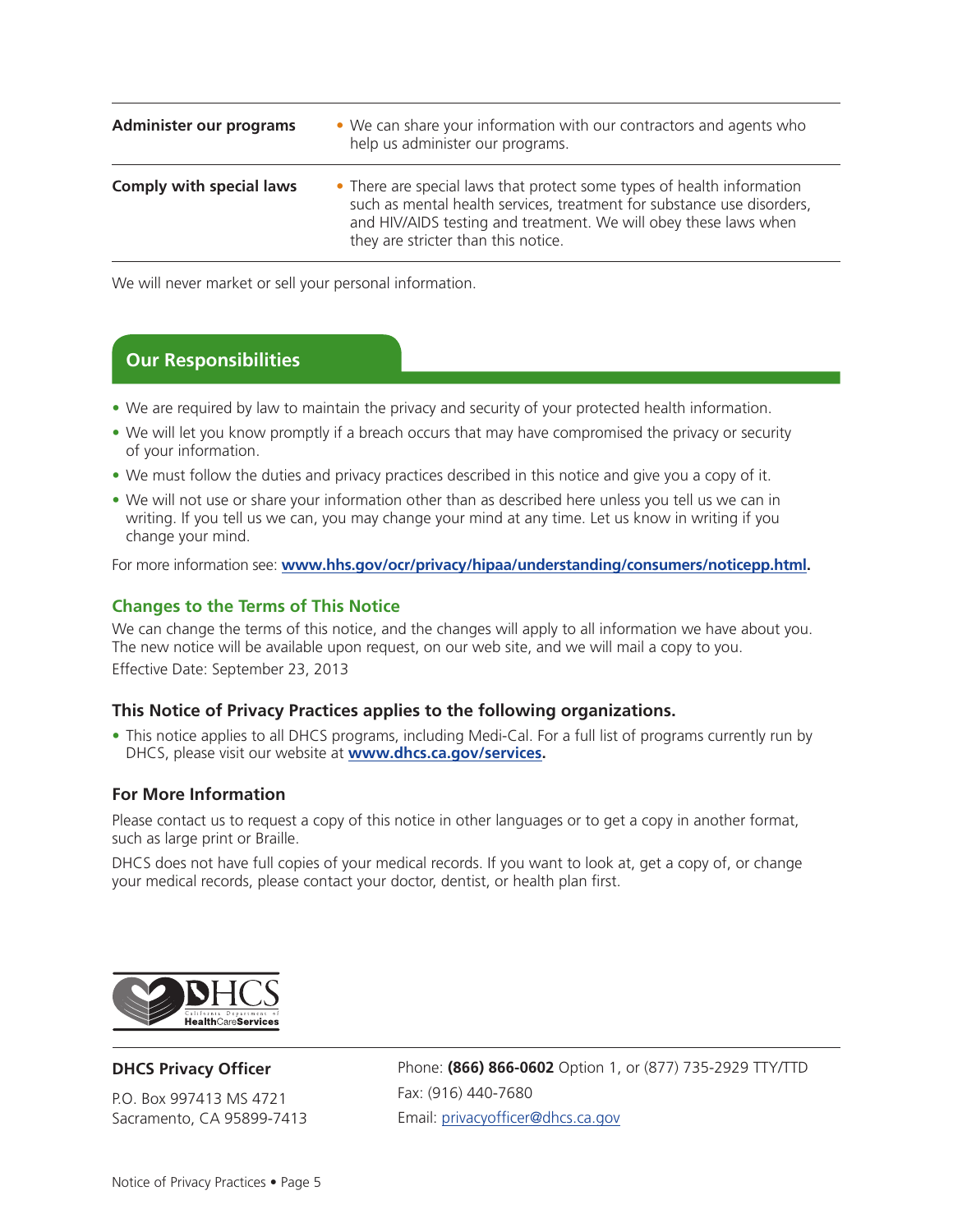| | |
|---|---|
| **Administer our programs** | • We can share your information with our contractors and agents who help us administer our programs. |
| **Comply with special laws** | • There are special laws that protect some types of health information such as mental health services, treatment for substance use disorders, and HIV/AIDS testing and treatment. We will obey these laws when they are stricter than this notice. |

We will never market or sell your personal information.

## Our Responsibilities

- We are required by law to maintain the privacy and security of your protected health information.
- We will let you know promptly if a breach occurs that may have compromised the privacy or security of your information.
- We must follow the duties and privacy practices described in this notice and give you a copy of it.
- We will not use or share your information other than as described here unless you tell us we can in writing. If you tell us we can, you may change your mind at any time. Let us know in writing if you change your mind.

For more information see: **www.hhs.gov/ocr/privacy/hipaa/understanding/consumers/noticepp.html**.

### Changes to the Terms of This Notice

We can change the terms of this notice, and the changes will apply to all information we have about you. The new notice will be available upon request, on our web site, and we will mail a copy to you.

Effective Date: September 23, 2013

### This Notice of Privacy Practices applies to the following organizations.

- This notice applies to all DHCS programs, including Medi-Cal. For a full list of programs currently run by DHCS, please visit our website at **www.dhcs.ca.gov/services**.

### For More Information

Please contact us to request a copy of this notice in other languages or to get a copy in another format, such as large print or Braille.

DHCS does not have full copies of your medical records. If you want to look at, get a copy of, or change your medical records, please contact your doctor, dentist, or health plan first.

DHCS California Department of HealthCareServices

**DHCS Privacy Officer**

P.O. Box 997413 MS 4721
Sacramento, CA 95899-7413

Phone: **(866) 866-0602** Option 1, or (877) 735-2929 TTY/TTD
Fax: (916) 440-7680
Email: privacyofficer@dhcs.ca.gov